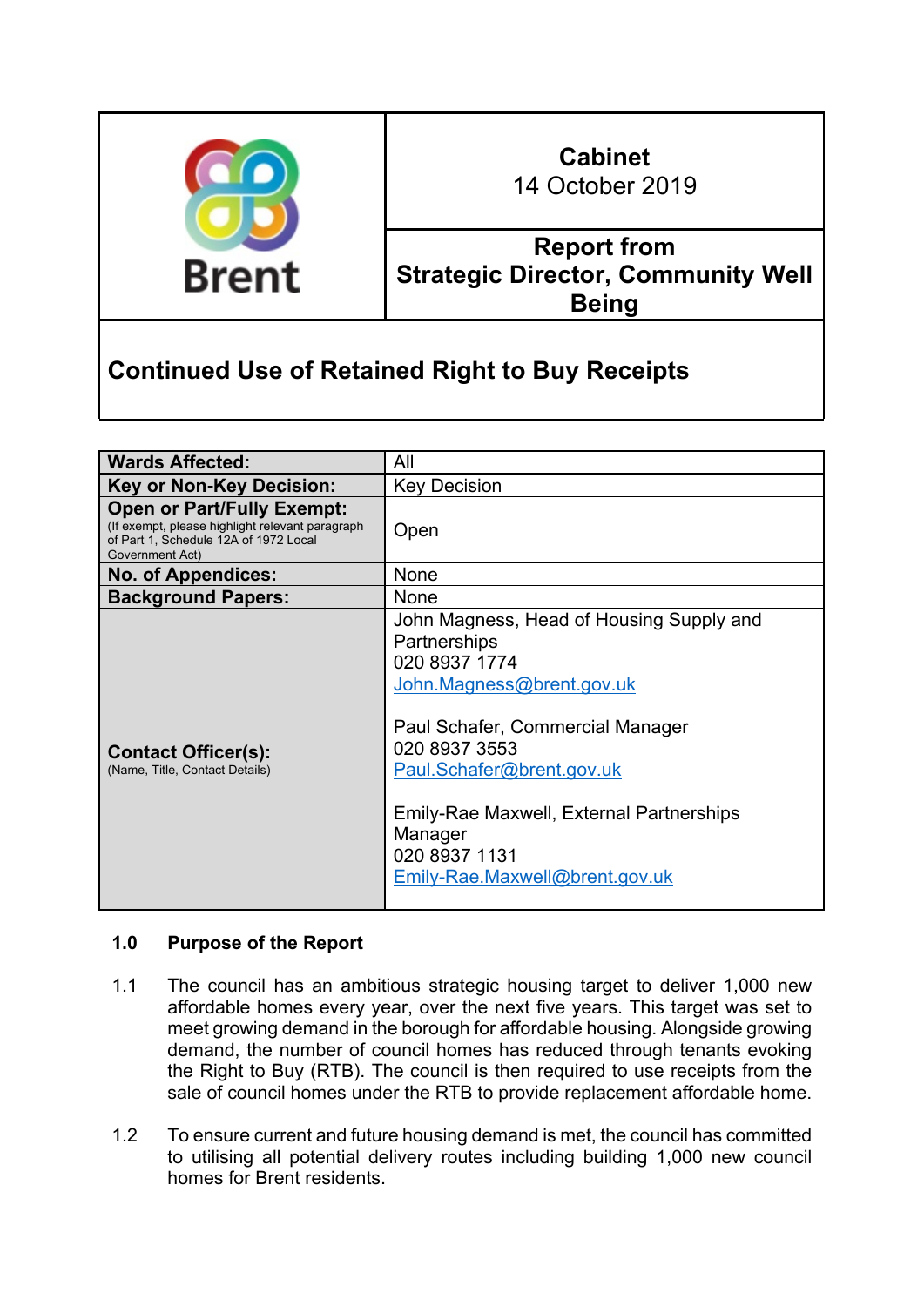Brent

**Cabinet**
14 October 2019

**Report from**
**Strategic Director, Community Well Being**

# Continued Use of Retained Right to Buy Receipts

| | |
|---|---|
| **Wards Affected:** | All |
| **Key or Non-Key Decision:** | Key Decision |
| **Open or Part/Fully Exempt:** (If exempt, please highlight relevant paragraph of Part 1, Schedule 12A of 1972 Local Government Act) | Open |
| **No. of Appendices:** | None |
| **Background Papers:** | None |
| **Contact Officer(s):** (Name, Title, Contact Details) | John Magness, Head of Housing Supply and Partnerships<br>020 8937 1774<br>John.Magness@brent.gov.uk<br><br>Paul Schafer, Commercial Manager<br>020 8937 3553<br>Paul.Schafer@brent.gov.uk<br><br>Emily-Rae Maxwell, External Partnerships Manager<br>020 8937 1131<br>Emily-Rae.Maxwell@brent.gov.uk |

## 1.0 Purpose of the Report

1.1 The council has an ambitious strategic housing target to deliver 1,000 new affordable homes every year, over the next five years. This target was set to meet growing demand in the borough for affordable housing. Alongside growing demand, the number of council homes has reduced through tenants evoking the Right to Buy (RTB). The council is then required to use receipts from the sale of council homes under the RTB to provide replacement affordable home.

1.2 To ensure current and future housing demand is met, the council has committed to utilising all potential delivery routes including building 1,000 new council homes for Brent residents.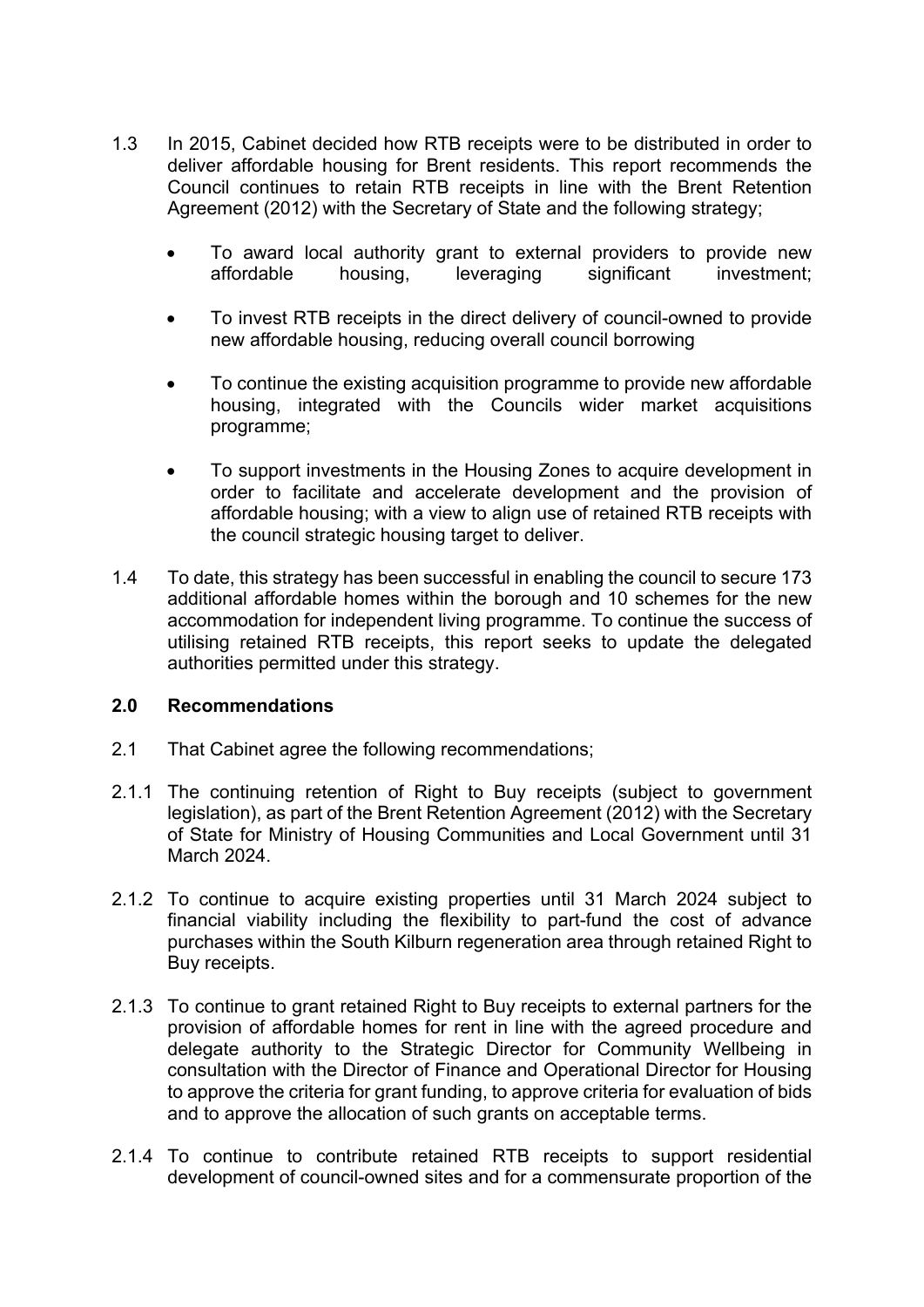1.3 In 2015, Cabinet decided how RTB receipts were to be distributed in order to deliver affordable housing for Brent residents. This report recommends the Council continues to retain RTB receipts in line with the Brent Retention Agreement (2012) with the Secretary of State and the following strategy;

- To award local authority grant to external providers to provide new affordable housing, leveraging significant investment;
- To invest RTB receipts in the direct delivery of council-owned to provide new affordable housing, reducing overall council borrowing
- To continue the existing acquisition programme to provide new affordable housing, integrated with the Councils wider market acquisitions programme;
- To support investments in the Housing Zones to acquire development in order to facilitate and accelerate development and the provision of affordable housing; with a view to align use of retained RTB receipts with the council strategic housing target to deliver.

1.4 To date, this strategy has been successful in enabling the council to secure 173 additional affordable homes within the borough and 10 schemes for the new accommodation for independent living programme. To continue the success of utilising retained RTB receipts, this report seeks to update the delegated authorities permitted under this strategy.

## 2.0 Recommendations

2.1 That Cabinet agree the following recommendations;

2.1.1 The continuing retention of Right to Buy receipts (subject to government legislation), as part of the Brent Retention Agreement (2012) with the Secretary of State for Ministry of Housing Communities and Local Government until 31 March 2024.

2.1.2 To continue to acquire existing properties until 31 March 2024 subject to financial viability including the flexibility to part-fund the cost of advance purchases within the South Kilburn regeneration area through retained Right to Buy receipts.

2.1.3 To continue to grant retained Right to Buy receipts to external partners for the provision of affordable homes for rent in line with the agreed procedure and delegate authority to the Strategic Director for Community Wellbeing in consultation with the Director of Finance and Operational Director for Housing to approve the criteria for grant funding, to approve criteria for evaluation of bids and to approve the allocation of such grants on acceptable terms.

2.1.4 To continue to contribute retained RTB receipts to support residential development of council-owned sites and for a commensurate proportion of the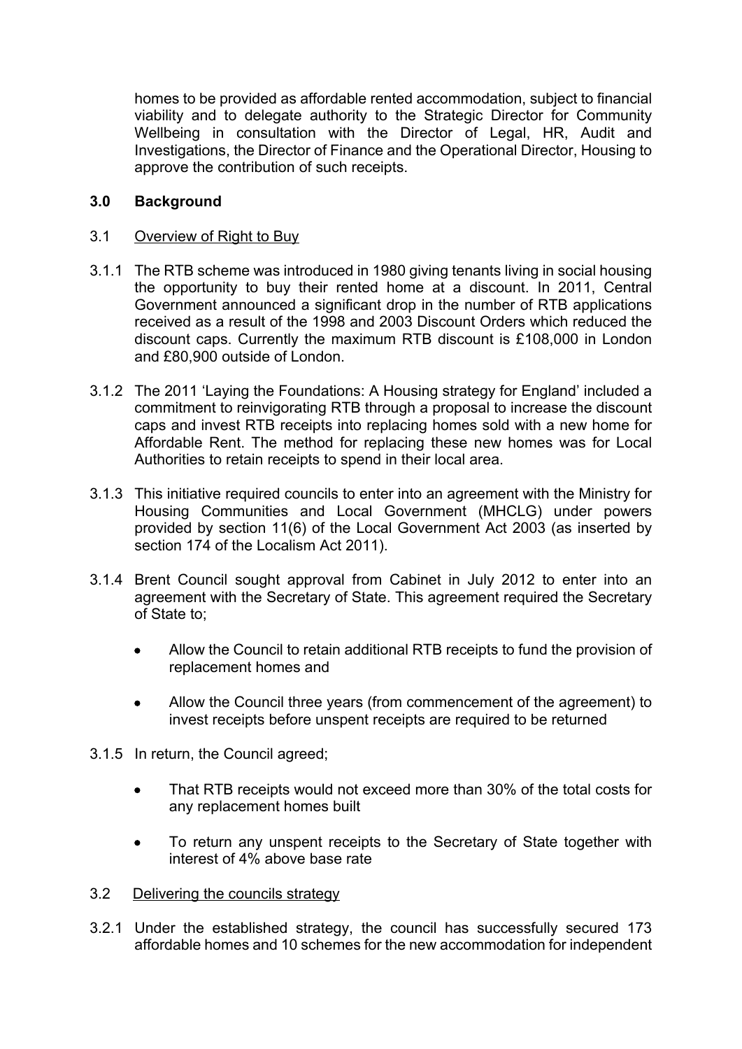homes to be provided as affordable rented accommodation, subject to financial viability and to delegate authority to the Strategic Director for Community Wellbeing in consultation with the Director of Legal, HR, Audit and Investigations, the Director of Finance and the Operational Director, Housing to approve the contribution of such receipts.

## 3.0 Background

3.1 Overview of Right to Buy

3.1.1 The RTB scheme was introduced in 1980 giving tenants living in social housing the opportunity to buy their rented home at a discount. In 2011, Central Government announced a significant drop in the number of RTB applications received as a result of the 1998 and 2003 Discount Orders which reduced the discount caps. Currently the maximum RTB discount is £108,000 in London and £80,900 outside of London.

3.1.2 The 2011 'Laying the Foundations: A Housing strategy for England' included a commitment to reinvigorating RTB through a proposal to increase the discount caps and invest RTB receipts into replacing homes sold with a new home for Affordable Rent. The method for replacing these new homes was for Local Authorities to retain receipts to spend in their local area.

3.1.3 This initiative required councils to enter into an agreement with the Ministry for Housing Communities and Local Government (MHCLG) under powers provided by section 11(6) of the Local Government Act 2003 (as inserted by section 174 of the Localism Act 2011).

3.1.4 Brent Council sought approval from Cabinet in July 2012 to enter into an agreement with the Secretary of State. This agreement required the Secretary of State to;

- Allow the Council to retain additional RTB receipts to fund the provision of replacement homes and
- Allow the Council three years (from commencement of the agreement) to invest receipts before unspent receipts are required to be returned

3.1.5 In return, the Council agreed;

- That RTB receipts would not exceed more than 30% of the total costs for any replacement homes built
- To return any unspent receipts to the Secretary of State together with interest of 4% above base rate

3.2 Delivering the councils strategy

3.2.1 Under the established strategy, the council has successfully secured 173 affordable homes and 10 schemes for the new accommodation for independent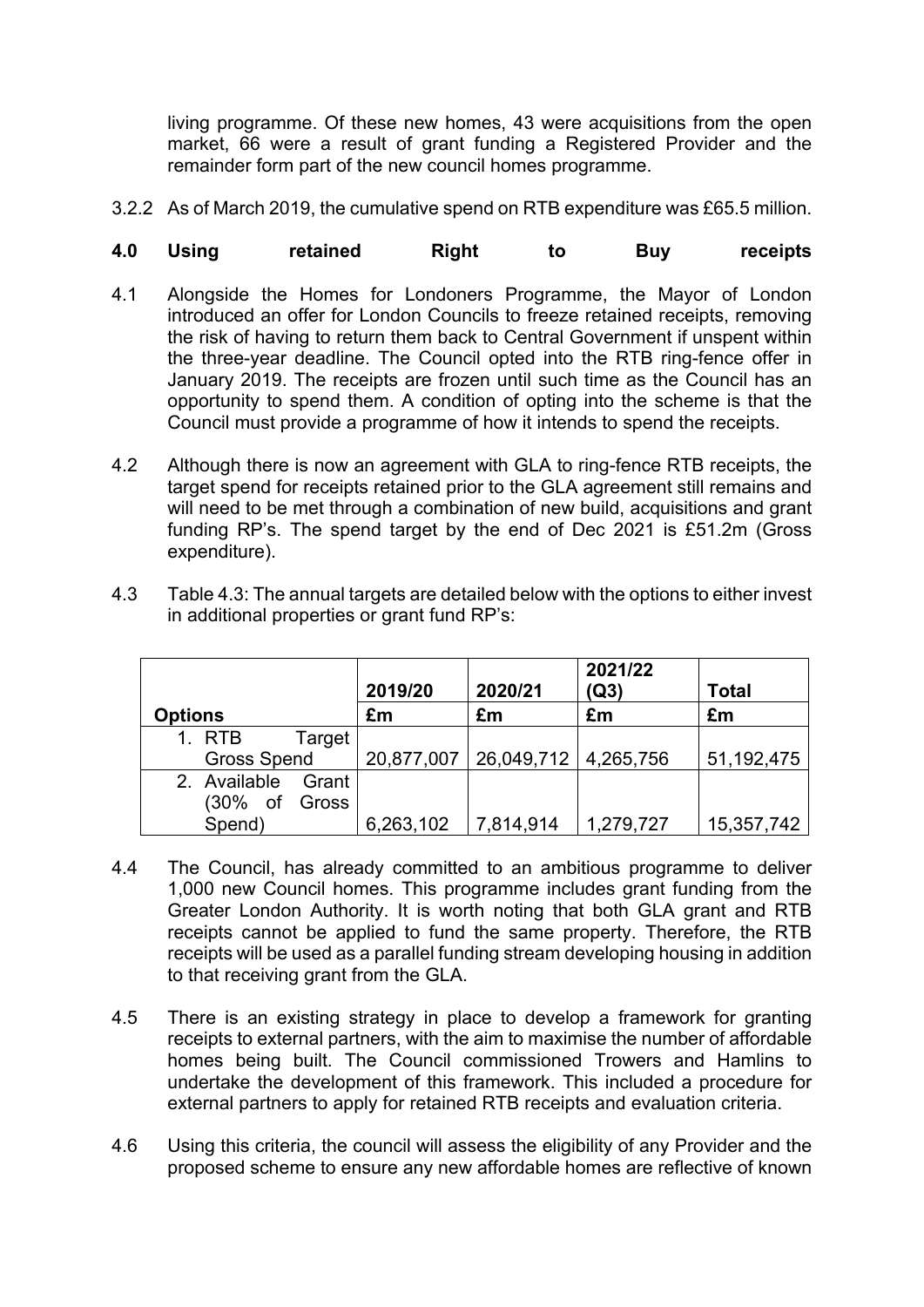living programme. Of these new homes, 43 were acquisitions from the open market, 66 were a result of grant funding a Registered Provider and the remainder form part of the new council homes programme.

3.2.2 As of March 2019, the cumulative spend on RTB expenditure was £65.5 million.

## 4.0 Using retained Right to Buy receipts

4.1 Alongside the Homes for Londoners Programme, the Mayor of London introduced an offer for London Councils to freeze retained receipts, removing the risk of having to return them back to Central Government if unspent within the three-year deadline. The Council opted into the RTB ring-fence offer in January 2019. The receipts are frozen until such time as the Council has an opportunity to spend them. A condition of opting into the scheme is that the Council must provide a programme of how it intends to spend the receipts.

4.2 Although there is now an agreement with GLA to ring-fence RTB receipts, the target spend for receipts retained prior to the GLA agreement still remains and will need to be met through a combination of new build, acquisitions and grant funding RP's. The spend target by the end of Dec 2021 is £51.2m (Gross expenditure).

4.3 Table 4.3: The annual targets are detailed below with the options to either invest in additional properties or grant fund RP's:

| Options | 2019/20 | 2020/21 | 2021/22 (Q3) | Total |
|---|---|---|---|---|
| | £m | £m | £m | £m |
| 1. RTB Target Gross Spend | 20,877,007 | 26,049,712 | 4,265,756 | 51,192,475 |
| 2. Available Grant (30% of Gross Spend) | 6,263,102 | 7,814,914 | 1,279,727 | 15,357,742 |

4.4 The Council, has already committed to an ambitious programme to deliver 1,000 new Council homes. This programme includes grant funding from the Greater London Authority. It is worth noting that both GLA grant and RTB receipts cannot be applied to fund the same property. Therefore, the RTB receipts will be used as a parallel funding stream developing housing in addition to that receiving grant from the GLA.

4.5 There is an existing strategy in place to develop a framework for granting receipts to external partners, with the aim to maximise the number of affordable homes being built. The Council commissioned Trowers and Hamlins to undertake the development of this framework. This included a procedure for external partners to apply for retained RTB receipts and evaluation criteria.

4.6 Using this criteria, the council will assess the eligibility of any Provider and the proposed scheme to ensure any new affordable homes are reflective of known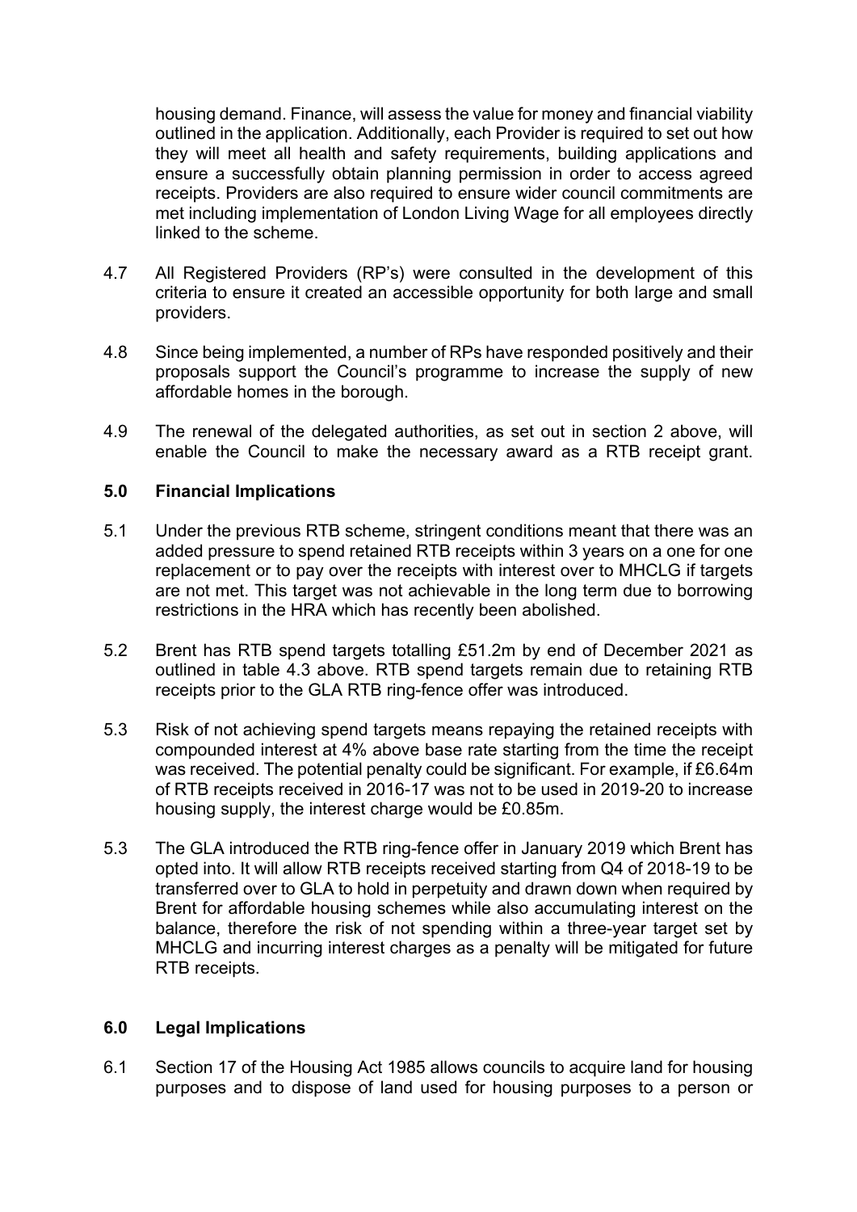housing demand. Finance, will assess the value for money and financial viability outlined in the application. Additionally, each Provider is required to set out how they will meet all health and safety requirements, building applications and ensure a successfully obtain planning permission in order to access agreed receipts. Providers are also required to ensure wider council commitments are met including implementation of London Living Wage for all employees directly linked to the scheme.

4.7 All Registered Providers (RP's) were consulted in the development of this criteria to ensure it created an accessible opportunity for both large and small providers.

4.8 Since being implemented, a number of RPs have responded positively and their proposals support the Council's programme to increase the supply of new affordable homes in the borough.

4.9 The renewal of the delegated authorities, as set out in section 2 above, will enable the Council to make the necessary award as a RTB receipt grant.

## 5.0 Financial Implications

5.1 Under the previous RTB scheme, stringent conditions meant that there was an added pressure to spend retained RTB receipts within 3 years on a one for one replacement or to pay over the receipts with interest over to MHCLG if targets are not met. This target was not achievable in the long term due to borrowing restrictions in the HRA which has recently been abolished.

5.2 Brent has RTB spend targets totalling £51.2m by end of December 2021 as outlined in table 4.3 above. RTB spend targets remain due to retaining RTB receipts prior to the GLA RTB ring-fence offer was introduced.

5.3 Risk of not achieving spend targets means repaying the retained receipts with compounded interest at 4% above base rate starting from the time the receipt was received. The potential penalty could be significant. For example, if £6.64m of RTB receipts received in 2016-17 was not to be used in 2019-20 to increase housing supply, the interest charge would be £0.85m.

5.3 The GLA introduced the RTB ring-fence offer in January 2019 which Brent has opted into. It will allow RTB receipts received starting from Q4 of 2018-19 to be transferred over to GLA to hold in perpetuity and drawn down when required by Brent for affordable housing schemes while also accumulating interest on the balance, therefore the risk of not spending within a three-year target set by MHCLG and incurring interest charges as a penalty will be mitigated for future RTB receipts.

## 6.0 Legal Implications

6.1 Section 17 of the Housing Act 1985 allows councils to acquire land for housing purposes and to dispose of land used for housing purposes to a person or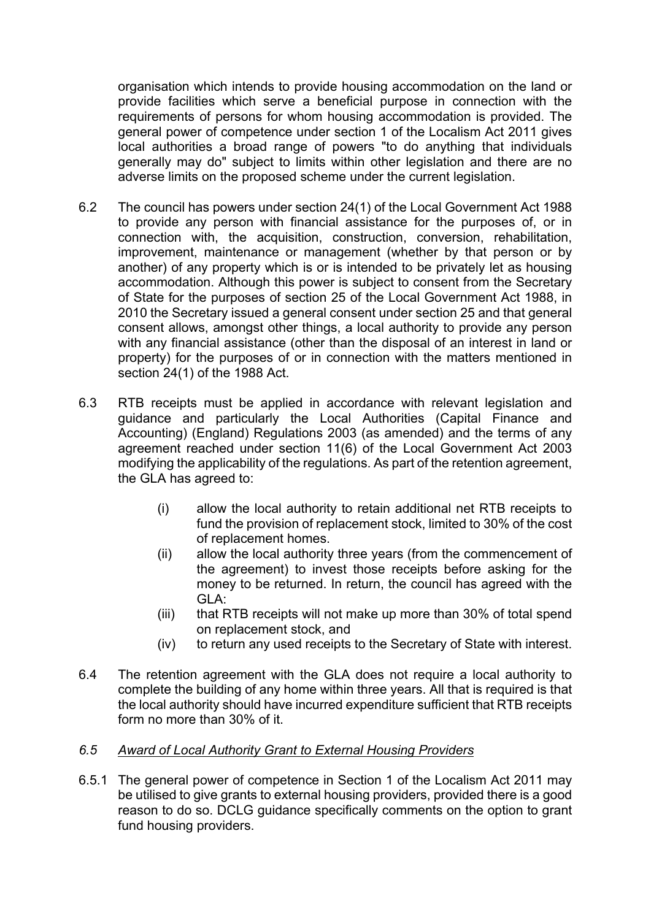organisation which intends to provide housing accommodation on the land or provide facilities which serve a beneficial purpose in connection with the requirements of persons for whom housing accommodation is provided. The general power of competence under section 1 of the Localism Act 2011 gives local authorities a broad range of powers "to do anything that individuals generally may do" subject to limits within other legislation and there are no adverse limits on the proposed scheme under the current legislation.

6.2 The council has powers under section 24(1) of the Local Government Act 1988 to provide any person with financial assistance for the purposes of, or in connection with, the acquisition, construction, conversion, rehabilitation, improvement, maintenance or management (whether by that person or by another) of any property which is or is intended to be privately let as housing accommodation. Although this power is subject to consent from the Secretary of State for the purposes of section 25 of the Local Government Act 1988, in 2010 the Secretary issued a general consent under section 25 and that general consent allows, amongst other things, a local authority to provide any person with any financial assistance (other than the disposal of an interest in land or property) for the purposes of or in connection with the matters mentioned in section 24(1) of the 1988 Act.

6.3 RTB receipts must be applied in accordance with relevant legislation and guidance and particularly the Local Authorities (Capital Finance and Accounting) (England) Regulations 2003 (as amended) and the terms of any agreement reached under section 11(6) of the Local Government Act 2003 modifying the applicability of the regulations. As part of the retention agreement, the GLA has agreed to:

- (i) allow the local authority to retain additional net RTB receipts to fund the provision of replacement stock, limited to 30% of the cost of replacement homes.
- (ii) allow the local authority three years (from the commencement of the agreement) to invest those receipts before asking for the money to be returned. In return, the council has agreed with the GLA:
- (iii) that RTB receipts will not make up more than 30% of total spend on replacement stock, and
- (iv) to return any used receipts to the Secretary of State with interest.

6.4 The retention agreement with the GLA does not require a local authority to complete the building of any home within three years. All that is required is that the local authority should have incurred expenditure sufficient that RTB receipts form no more than 30% of it.

*6.5 <u>Award of Local Authority Grant to External Housing Providers</u>*

6.5.1 The general power of competence in Section 1 of the Localism Act 2011 may be utilised to give grants to external housing providers, provided there is a good reason to do so. DCLG guidance specifically comments on the option to grant fund housing providers.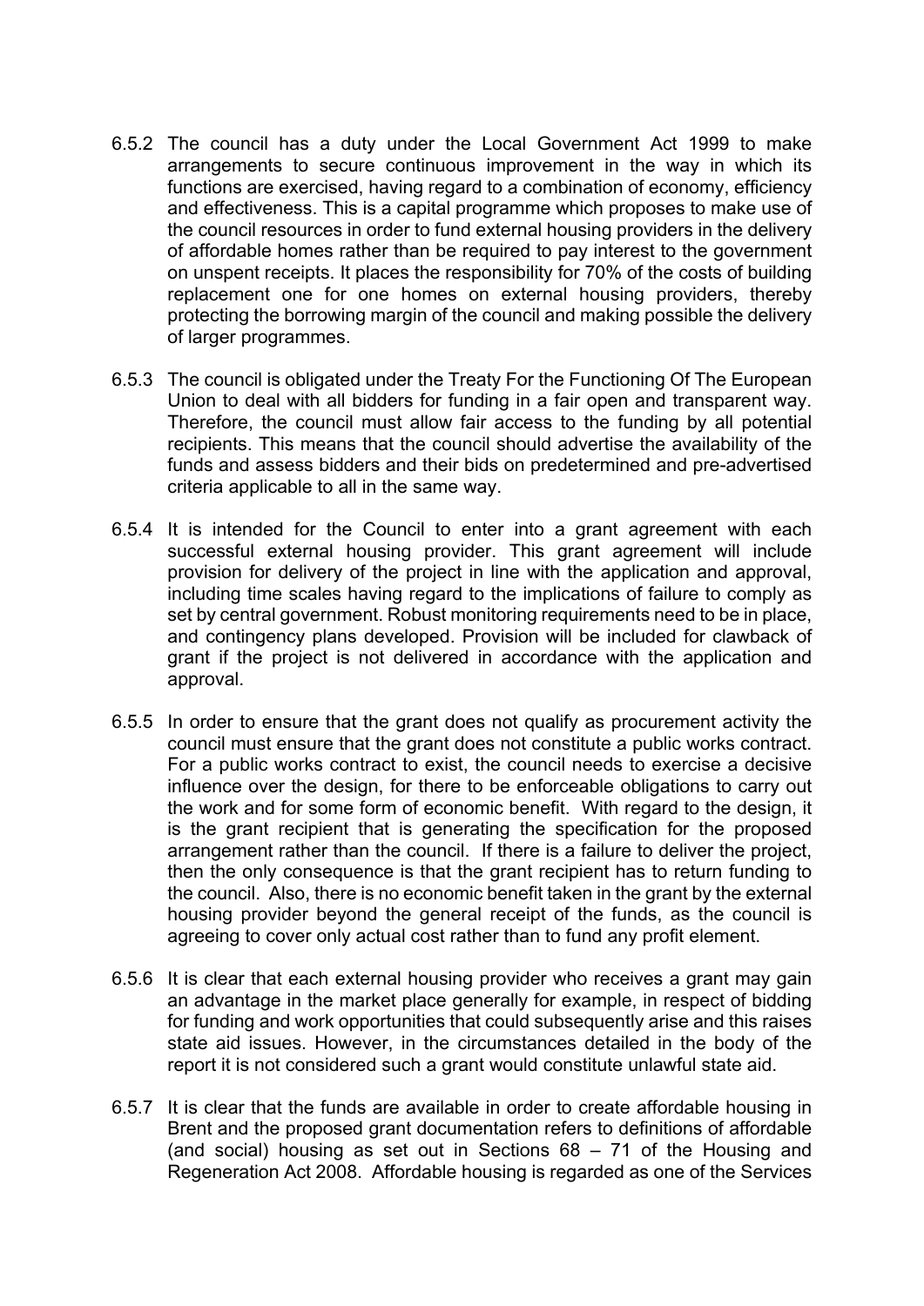6.5.2 The council has a duty under the Local Government Act 1999 to make arrangements to secure continuous improvement in the way in which its functions are exercised, having regard to a combination of economy, efficiency and effectiveness. This is a capital programme which proposes to make use of the council resources in order to fund external housing providers in the delivery of affordable homes rather than be required to pay interest to the government on unspent receipts. It places the responsibility for 70% of the costs of building replacement one for one homes on external housing providers, thereby protecting the borrowing margin of the council and making possible the delivery of larger programmes.

6.5.3 The council is obligated under the Treaty For the Functioning Of The European Union to deal with all bidders for funding in a fair open and transparent way. Therefore, the council must allow fair access to the funding by all potential recipients. This means that the council should advertise the availability of the funds and assess bidders and their bids on predetermined and pre-advertised criteria applicable to all in the same way.

6.5.4 It is intended for the Council to enter into a grant agreement with each successful external housing provider. This grant agreement will include provision for delivery of the project in line with the application and approval, including time scales having regard to the implications of failure to comply as set by central government. Robust monitoring requirements need to be in place, and contingency plans developed. Provision will be included for clawback of grant if the project is not delivered in accordance with the application and approval.

6.5.5 In order to ensure that the grant does not qualify as procurement activity the council must ensure that the grant does not constitute a public works contract. For a public works contract to exist, the council needs to exercise a decisive influence over the design, for there to be enforceable obligations to carry out the work and for some form of economic benefit. With regard to the design, it is the grant recipient that is generating the specification for the proposed arrangement rather than the council. If there is a failure to deliver the project, then the only consequence is that the grant recipient has to return funding to the council. Also, there is no economic benefit taken in the grant by the external housing provider beyond the general receipt of the funds, as the council is agreeing to cover only actual cost rather than to fund any profit element.

6.5.6 It is clear that each external housing provider who receives a grant may gain an advantage in the market place generally for example, in respect of bidding for funding and work opportunities that could subsequently arise and this raises state aid issues. However, in the circumstances detailed in the body of the report it is not considered such a grant would constitute unlawful state aid.

6.5.7 It is clear that the funds are available in order to create affordable housing in Brent and the proposed grant documentation refers to definitions of affordable (and social) housing as set out in Sections 68 – 71 of the Housing and Regeneration Act 2008. Affordable housing is regarded as one of the Services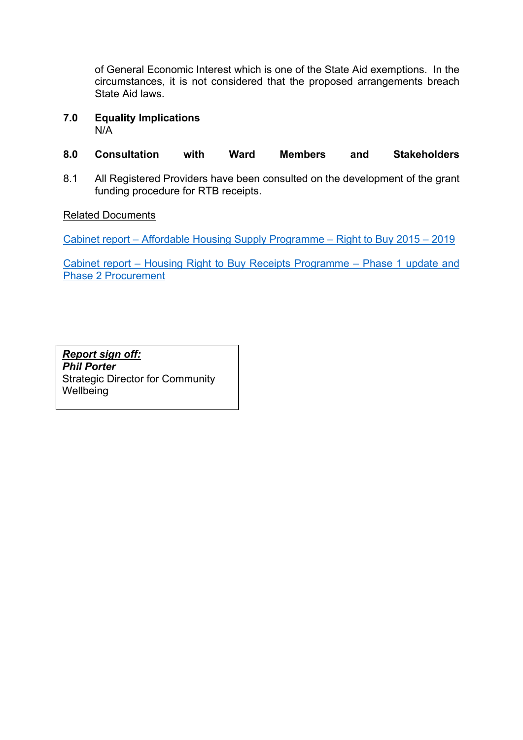of General Economic Interest which is one of the State Aid exemptions. In the circumstances, it is not considered that the proposed arrangements breach State Aid laws.

## 7.0 Equality Implications

N/A

## 8.0 Consultation with Ward Members and Stakeholders

8.1 All Registered Providers have been consulted on the development of the grant funding procedure for RTB receipts.

Related Documents

Cabinet report – Affordable Housing Supply Programme – Right to Buy 2015 – 2019

Cabinet report – Housing Right to Buy Receipts Programme – Phase 1 update and Phase 2 Procurement

***Report sign off:***
***Phil Porter***
Strategic Director for Community Wellbeing